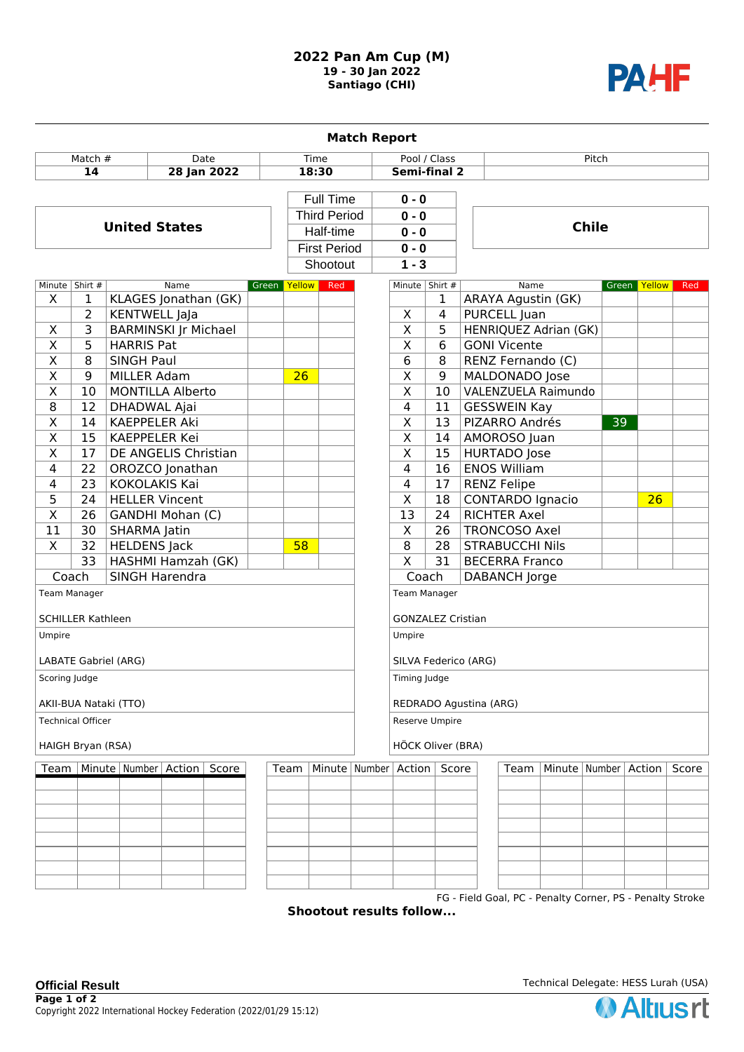# 2022 Pan Am Cup (M)

**19 - 30 Jan 2022**
**Santiago (CHI)**

PAHF

## Match Report

| Match # | Date | Time | Pool / Class | Pitch |
|---|---|---|---|---|
| 14 | 28 Jan 2022 | 18:30 | Semi-final 2 | |

| United States | | | Chile |
|---|---|---|---|
| | Full Time | 0 - 0 | |
| | Third Period | 0 - 0 | |
| | Half-time | 0 - 0 | |
| | First Period | 0 - 0 | |
| | Shootout | 1 - 3 | |

### United States

| Minute | Shirt # | Name | Green | Yellow | Red |
|---|---|---|---|---|---|
| X | 1 | KLAGES Jonathan (GK) | | | |
| | 2 | KENTWELL JaJa | | | |
| X | 3 | BARMINSKI Jr Michael | | | |
| X | 5 | HARRIS Pat | | | |
| X | 8 | SINGH Paul | | | |
| X | 9 | MILLER Adam | | 26 | |
| X | 10 | MONTILLA Alberto | | | |
| 8 | 12 | DHADWAL Ajai | | | |
| X | 14 | KAEPPELER Aki | | | |
| X | 15 | KAEPPELER Kei | | | |
| X | 17 | DE ANGELIS Christian | | | |
| 4 | 22 | OROZCO Jonathan | | | |
| 4 | 23 | KOKOLAKIS Kai | | | |
| 5 | 24 | HELLER Vincent | | | |
| X | 26 | GANDHI Mohan (C) | | | |
| 11 | 30 | SHARMA Jatin | | | |
| X | 32 | HELDENS Jack | | 58 | |
| | 33 | HASHMI Hamzah (GK) | | | |
| Coach | | SINGH Harendra | | | |

Team Manager

SCHILLER Kathleen

Umpire

LABATE Gabriel (ARG)

Scoring Judge

AKII-BUA Nataki (TTO)

Technical Officer

HAIGH Bryan (RSA)

### Chile

| Minute | Shirt # | Name | Green | Yellow | Red |
|---|---|---|---|---|---|
| | 1 | ARAYA Agustin (GK) | | | |
| X | 4 | PURCELL Juan | | | |
| X | 5 | HENRIQUEZ Adrian (GK) | | | |
| X | 6 | GONI Vicente | | | |
| 6 | 8 | RENZ Fernando (C) | | | |
| X | 9 | MALDONADO Jose | | | |
| X | 10 | VALENZUELA Raimundo | | | |
| 4 | 11 | GESSWEIN Kay | | | |
| X | 13 | PIZARRO Andrés | 39 | | |
| X | 14 | AMOROSO Juan | | | |
| X | 15 | HURTADO Jose | | | |
| 4 | 16 | ENOS William | | | |
| 4 | 17 | RENZ Felipe | | | |
| X | 18 | CONTARDO Ignacio | | 26 | |
| 13 | 24 | RICHTER Axel | | | |
| X | 26 | TRONCOSO Axel | | | |
| 8 | 28 | STRABUCCHI Nils | | | |
| X | 31 | BECERRA Franco | | | |
| Coach | | DABANCH Jorge | | | |

Team Manager

GONZALEZ Cristian

Umpire

SILVA Federico (ARG)

Timing Judge

REDRADO Agustina (ARG)

Reserve Umpire

HÖCK Oliver (BRA)

| Team | Minute | Number | Action | Score |
|---|---|---|---|---|
| | | | | |

| Team | Minute | Number | Action | Score |
|---|---|---|---|---|
| | | | | |

| Team | Minute | Number | Action | Score |
|---|---|---|---|---|
| | | | | |

FG - Field Goal, PC - Penalty Corner, PS - Penalty Stroke

**Shootout results follow...**

**Official Result**

Technical Delegate: HESS Lurah (USA)

Copyright 2022 International Hockey Federation (2022/01/29 15:12)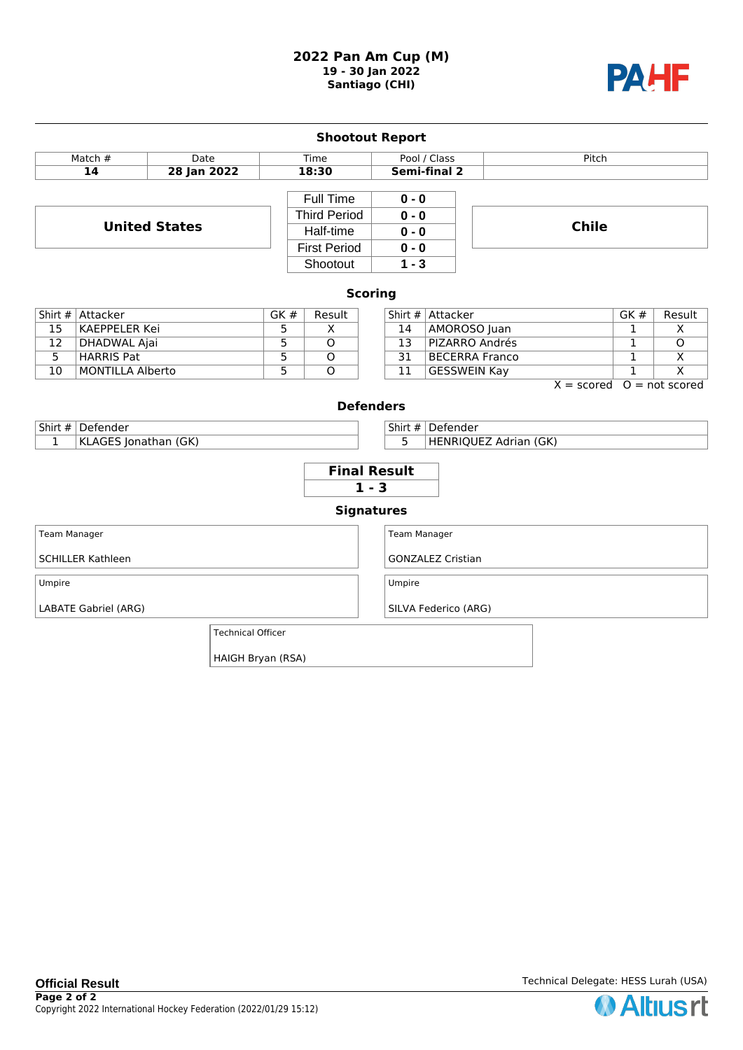**2022 Pan Am Cup (M)**
**19 - 30 Jan 2022**
**Santiago (CHI)**

PAHF

## Shootout Report

| Match # | Date | Time | Pool / Class | Pitch |
|---|---|---|---|---|
| **14** | **28 Jan 2022** | **18:30** | **Semi-final 2** | |

| United States | | | Chile |
|---|---|---|---|
| | Full Time | **0 - 0** | |
| | Third Period | **0 - 0** | |
| | Half-time | **0 - 0** | |
| | First Period | **0 - 0** | |
| | Shootout | **1 - 3** | |

### Scoring

| Shirt # | Attacker | GK # | Result |
|---|---|---|---|
| 15 | KAEPPELER Kei | 5 | X |
| 12 | DHADWAL Ajai | 5 | O |
| 5 | HARRIS Pat | 5 | O |
| 10 | MONTILLA Alberto | 5 | O |

| Shirt # | Attacker | GK # | Result |
|---|---|---|---|
| 14 | AMOROSO Juan | 1 | X |
| 13 | PIZARRO Andrés | 1 | O |
| 31 | BECERRA Franco | 1 | X |
| 11 | GESSWEIN Kay | 1 | X |

X = scored O = not scored

### Defenders

| Shirt # | Defender |
|---|---|
| 1 | KLAGES Jonathan (GK) |

| Shirt # | Defender |
|---|---|
| 5 | HENRIQUEZ Adrian (GK) |

| Final Result |
|---|
| **1 - 3** |

### Signatures

Team Manager

SCHILLER Kathleen

Team Manager

GONZALEZ Cristian

Umpire

LABATE Gabriel (ARG)

Umpire

SILVA Federico (ARG)

Technical Officer

HAIGH Bryan (RSA)

**Official Result**

Technical Delegate: HESS Lurah (USA)

Copyright 2022 International Hockey Federation (2022/01/29 15:12)